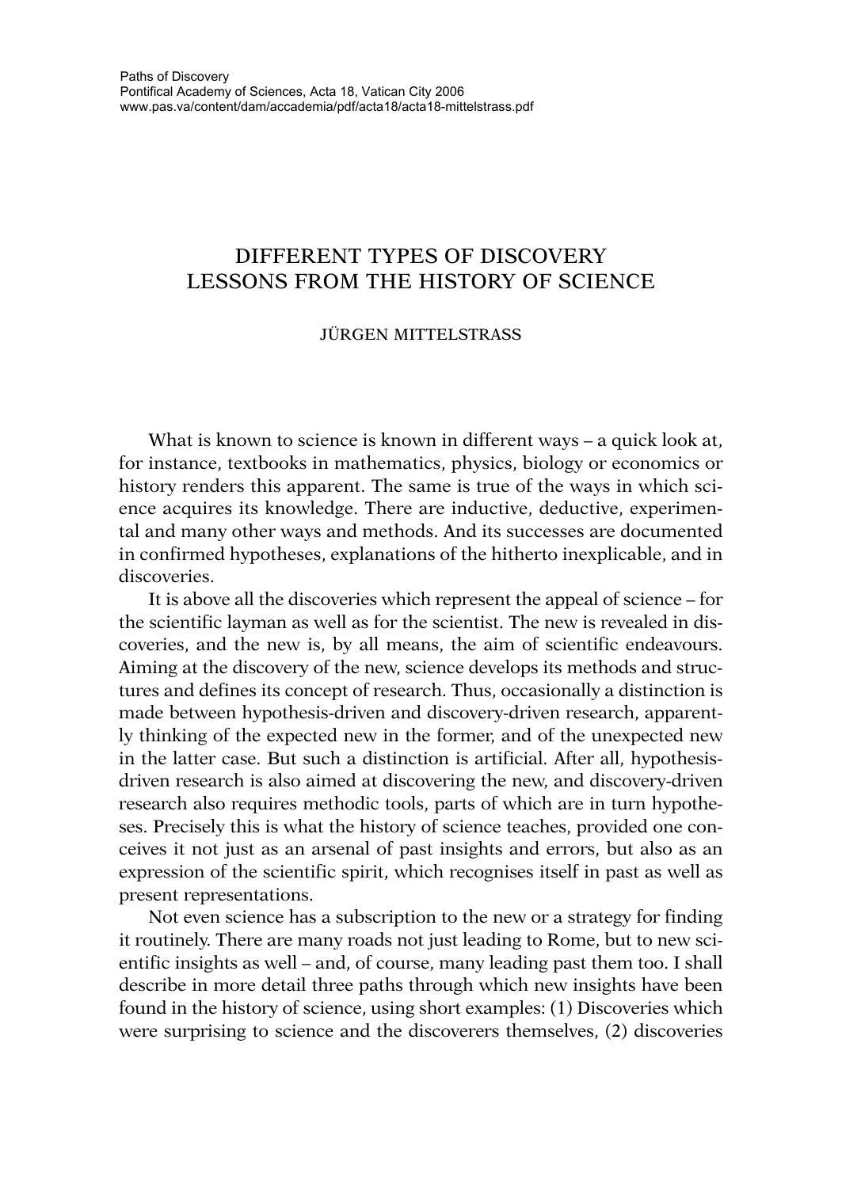Paths of Discovery
Pontifical Academy of Sciences, Acta 18, Vatican City 2006
www.pas.va/content/dam/accademia/pdf/acta18/acta18-mittelstrass.pdf

# DIFFERENT TYPES OF DISCOVERY LESSONS FROM THE HISTORY OF SCIENCE

JÜRGEN MITTELSTRASS

What is known to science is known in different ways – a quick look at, for instance, textbooks in mathematics, physics, biology or economics or history renders this apparent. The same is true of the ways in which science acquires its knowledge. There are inductive, deductive, experimental and many other ways and methods. And its successes are documented in confirmed hypotheses, explanations of the hitherto inexplicable, and in discoveries.

It is above all the discoveries which represent the appeal of science – for the scientific layman as well as for the scientist. The new is revealed in discoveries, and the new is, by all means, the aim of scientific endeavours. Aiming at the discovery of the new, science develops its methods and structures and defines its concept of research. Thus, occasionally a distinction is made between hypothesis-driven and discovery-driven research, apparently thinking of the expected new in the former, and of the unexpected new in the latter case. But such a distinction is artificial. After all, hypothesis-driven research is also aimed at discovering the new, and discovery-driven research also requires methodic tools, parts of which are in turn hypotheses. Precisely this is what the history of science teaches, provided one conceives it not just as an arsenal of past insights and errors, but also as an expression of the scientific spirit, which recognises itself in past as well as present representations.

Not even science has a subscription to the new or a strategy for finding it routinely. There are many roads not just leading to Rome, but to new scientific insights as well – and, of course, many leading past them too. I shall describe in more detail three paths through which new insights have been found in the history of science, using short examples: (1) Discoveries which were surprising to science and the discoverers themselves, (2) discoveries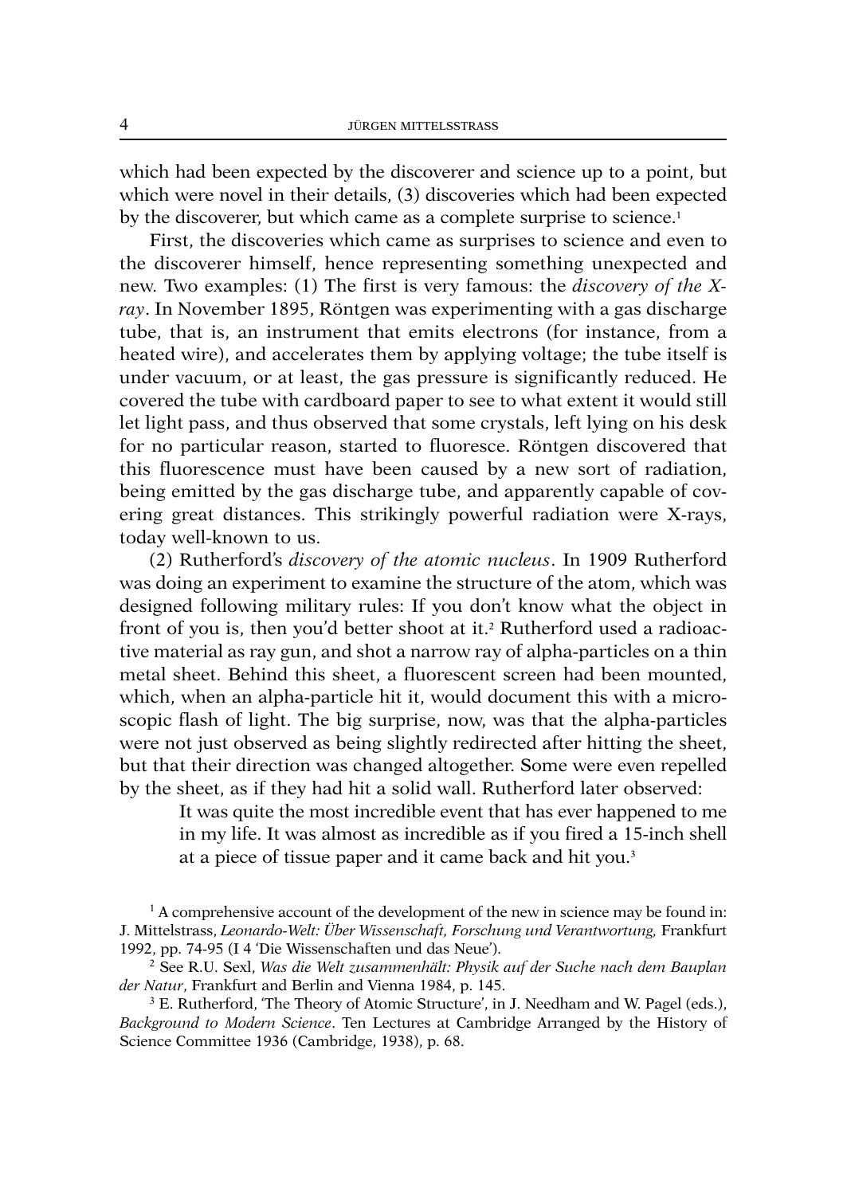which had been expected by the discoverer and science up to a point, but which were novel in their details, (3) discoveries which had been expected by the discoverer, but which came as a complete surprise to science.[1]

First, the discoveries which came as surprises to science and even to the discoverer himself, hence representing something unexpected and new. Two examples: (1) The first is very famous: the *discovery of the X-ray*. In November 1895, Röntgen was experimenting with a gas discharge tube, that is, an instrument that emits electrons (for instance, from a heated wire), and accelerates them by applying voltage; the tube itself is under vacuum, or at least, the gas pressure is significantly reduced. He covered the tube with cardboard paper to see to what extent it would still let light pass, and thus observed that some crystals, left lying on his desk for no particular reason, started to fluoresce. Röntgen discovered that this fluorescence must have been caused by a new sort of radiation, being emitted by the gas discharge tube, and apparently capable of covering great distances. This strikingly powerful radiation were X-rays, today well-known to us.

(2) Rutherford's *discovery of the atomic nucleus*. In 1909 Rutherford was doing an experiment to examine the structure of the atom, which was designed following military rules: If you don't know what the object in front of you is, then you'd better shoot at it.[2] Rutherford used a radioactive material as ray gun, and shot a narrow ray of alpha-particles on a thin metal sheet. Behind this sheet, a fluorescent screen had been mounted, which, when an alpha-particle hit it, would document this with a microscopic flash of light. The big surprise, now, was that the alpha-particles were not just observed as being slightly redirected after hitting the sheet, but that their direction was changed altogether. Some were even repelled by the sheet, as if they had hit a solid wall. Rutherford later observed:

> It was quite the most incredible event that has ever happened to me in my life. It was almost as incredible as if you fired a 15-inch shell at a piece of tissue paper and it came back and hit you.[3]

---

[1] A comprehensive account of the development of the new in science may be found in: J. Mittelstrass, *Leonardo-Welt: Über Wissenschaft, Forschung und Verantwortung,* Frankfurt 1992, pp. 74-95 (I 4 'Die Wissenschaften und das Neue').

[2] See R.U. Sexl, *Was die Welt zusammenhält: Physik auf der Suche nach dem Bauplan der Natur*, Frankfurt and Berlin and Vienna 1984, p. 145.

[3] E. Rutherford, 'The Theory of Atomic Structure', in J. Needham and W. Pagel (eds.), *Background to Modern Science*. Ten Lectures at Cambridge Arranged by the History of Science Committee 1936 (Cambridge, 1938), p. 68.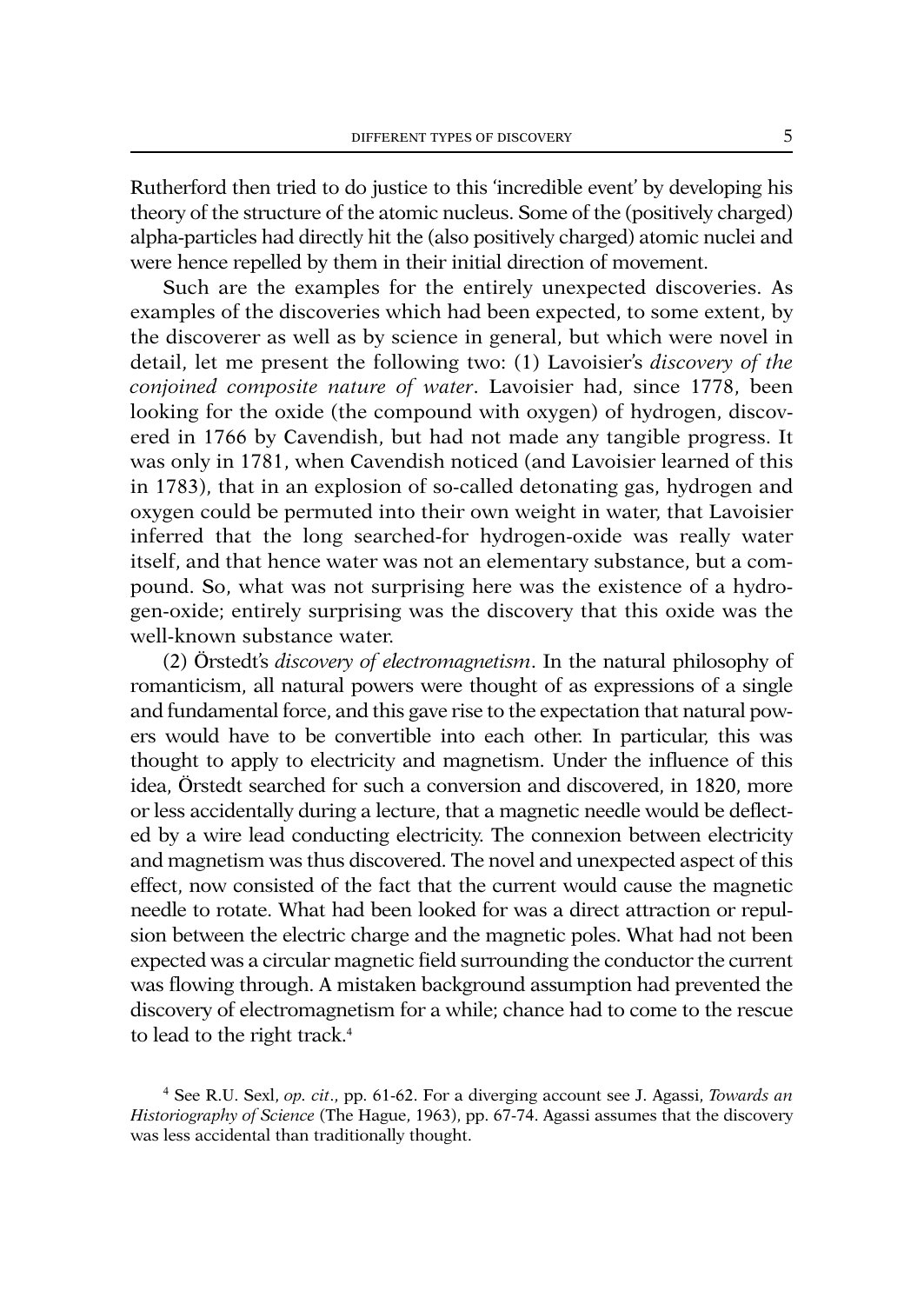Rutherford then tried to do justice to this 'incredible event' by developing his theory of the structure of the atomic nucleus. Some of the (positively charged) alpha-particles had directly hit the (also positively charged) atomic nuclei and were hence repelled by them in their initial direction of movement.

Such are the examples for the entirely unexpected discoveries. As examples of the discoveries which had been expected, to some extent, by the discoverer as well as by science in general, but which were novel in detail, let me present the following two: (1) Lavoisier's *discovery of the conjoined composite nature of water*. Lavoisier had, since 1778, been looking for the oxide (the compound with oxygen) of hydrogen, discovered in 1766 by Cavendish, but had not made any tangible progress. It was only in 1781, when Cavendish noticed (and Lavoisier learned of this in 1783), that in an explosion of so-called detonating gas, hydrogen and oxygen could be permuted into their own weight in water, that Lavoisier inferred that the long searched-for hydrogen-oxide was really water itself, and that hence water was not an elementary substance, but a compound. So, what was not surprising here was the existence of a hydrogen-oxide; entirely surprising was the discovery that this oxide was the well-known substance water.

(2) Örstedt's *discovery of electromagnetism*. In the natural philosophy of romanticism, all natural powers were thought of as expressions of a single and fundamental force, and this gave rise to the expectation that natural powers would have to be convertible into each other. In particular, this was thought to apply to electricity and magnetism. Under the influence of this idea, Örstedt searched for such a conversion and discovered, in 1820, more or less accidentally during a lecture, that a magnetic needle would be deflected by a wire lead conducting electricity. The connexion between electricity and magnetism was thus discovered. The novel and unexpected aspect of this effect, now consisted of the fact that the current would cause the magnetic needle to rotate. What had been looked for was a direct attraction or repulsion between the electric charge and the magnetic poles. What had not been expected was a circular magnetic field surrounding the conductor the current was flowing through. A mistaken background assumption had prevented the discovery of electromagnetism for a while; chance had to come to the rescue to lead to the right track.[4]

[4] See R.U. Sexl, *op. cit*., pp. 61-62. For a diverging account see J. Agassi, *Towards an Historiography of Science* (The Hague, 1963), pp. 67-74. Agassi assumes that the discovery was less accidental than traditionally thought.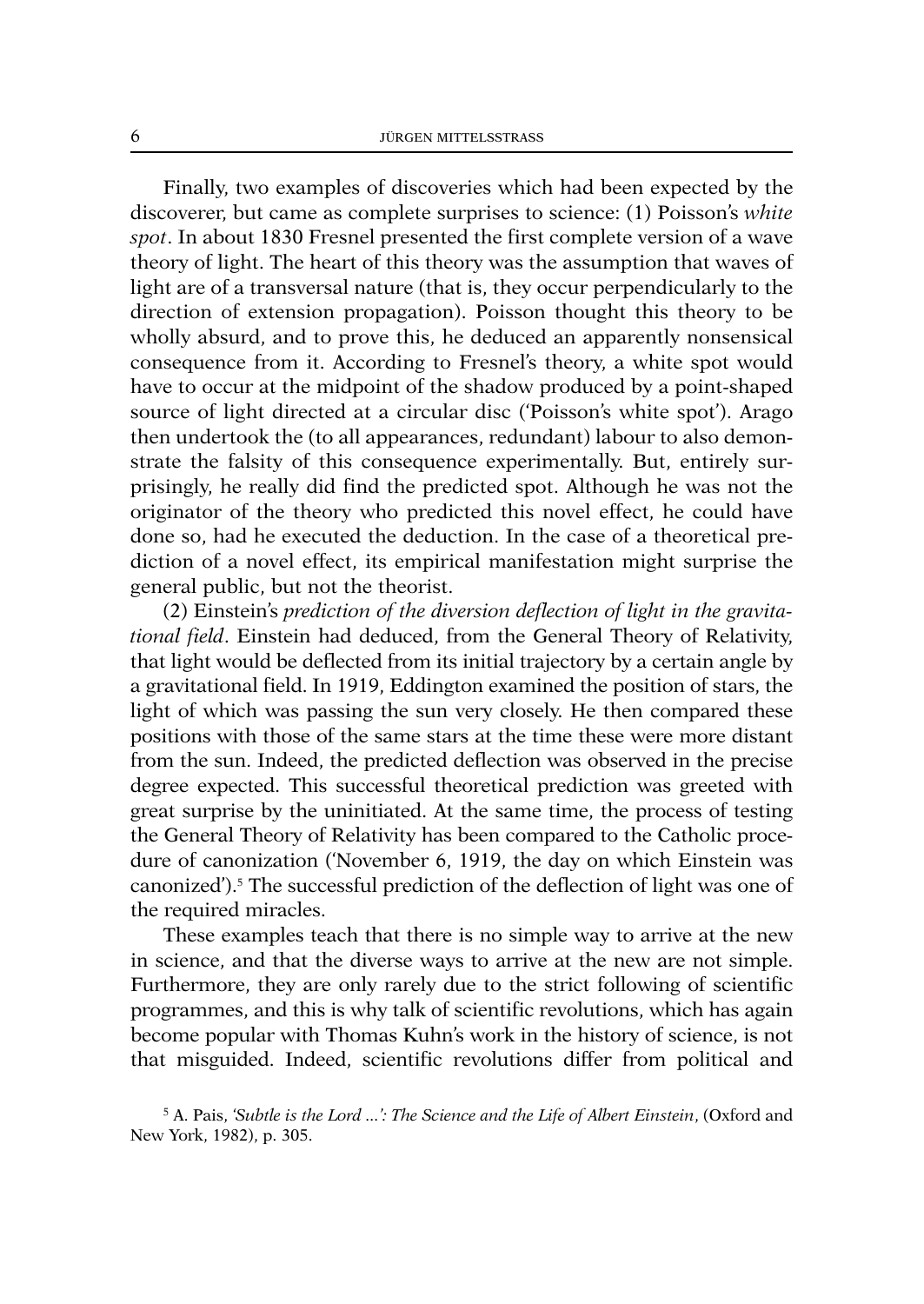Finally, two examples of discoveries which had been expected by the discoverer, but came as complete surprises to science: (1) Poisson's *white spot*. In about 1830 Fresnel presented the first complete version of a wave theory of light. The heart of this theory was the assumption that waves of light are of a transversal nature (that is, they occur perpendicularly to the direction of extension propagation). Poisson thought this theory to be wholly absurd, and to prove this, he deduced an apparently nonsensical consequence from it. According to Fresnel's theory, a white spot would have to occur at the midpoint of the shadow produced by a point-shaped source of light directed at a circular disc ('Poisson's white spot'). Arago then undertook the (to all appearances, redundant) labour to also demonstrate the falsity of this consequence experimentally. But, entirely surprisingly, he really did find the predicted spot. Although he was not the originator of the theory who predicted this novel effect, he could have done so, had he executed the deduction. In the case of a theoretical prediction of a novel effect, its empirical manifestation might surprise the general public, but not the theorist.

(2) Einstein's *prediction of the diversion deflection of light in the gravitational field*. Einstein had deduced, from the General Theory of Relativity, that light would be deflected from its initial trajectory by a certain angle by a gravitational field. In 1919, Eddington examined the position of stars, the light of which was passing the sun very closely. He then compared these positions with those of the same stars at the time these were more distant from the sun. Indeed, the predicted deflection was observed in the precise degree expected. This successful theoretical prediction was greeted with great surprise by the uninitiated. At the same time, the process of testing the General Theory of Relativity has been compared to the Catholic procedure of canonization ('November 6, 1919, the day on which Einstein was canonized').[5] The successful prediction of the deflection of light was one of the required miracles.

These examples teach that there is no simple way to arrive at the new in science, and that the diverse ways to arrive at the new are not simple. Furthermore, they are only rarely due to the strict following of scientific programmes, and this is why talk of scientific revolutions, which has again become popular with Thomas Kuhn's work in the history of science, is not that misguided. Indeed, scientific revolutions differ from political and

[5] A. Pais, *'Subtle is the Lord ...': The Science and the Life of Albert Einstein*, (Oxford and New York, 1982), p. 305.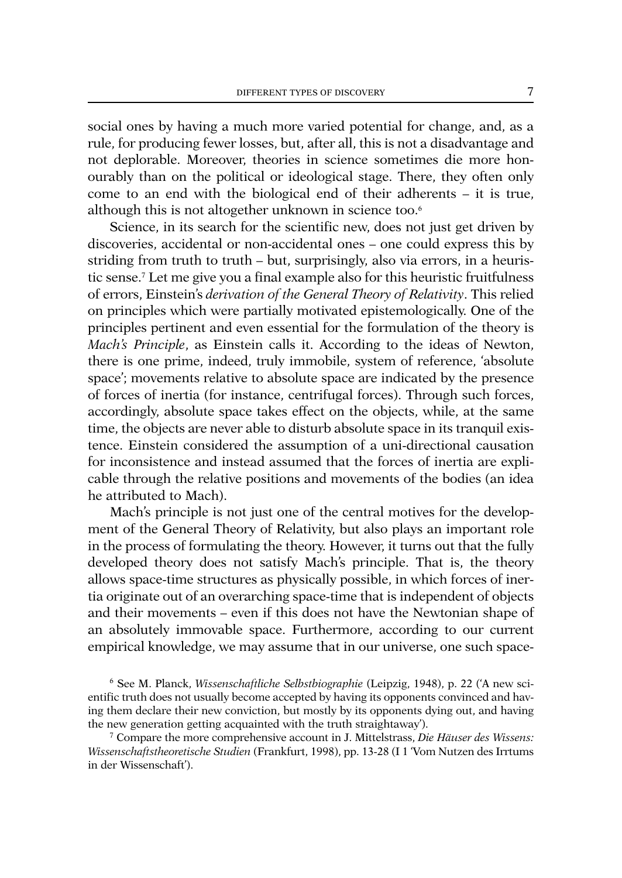social ones by having a much more varied potential for change, and, as a rule, for producing fewer losses, but, after all, this is not a disadvantage and not deplorable. Moreover, theories in science sometimes die more honourably than on the political or ideological stage. There, they often only come to an end with the biological end of their adherents – it is true, although this is not altogether unknown in science too.[6]

Science, in its search for the scientific new, does not just get driven by discoveries, accidental or non-accidental ones – one could express this by striding from truth to truth – but, surprisingly, also via errors, in a heuristic sense.[7] Let me give you a final example also for this heuristic fruitfulness of errors, Einstein's *derivation of the General Theory of Relativity*. This relied on principles which were partially motivated epistemologically. One of the principles pertinent and even essential for the formulation of the theory is *Mach's Principle*, as Einstein calls it. According to the ideas of Newton, there is one prime, indeed, truly immobile, system of reference, 'absolute space'; movements relative to absolute space are indicated by the presence of forces of inertia (for instance, centrifugal forces). Through such forces, accordingly, absolute space takes effect on the objects, while, at the same time, the objects are never able to disturb absolute space in its tranquil existence. Einstein considered the assumption of a uni-directional causation for inconsistence and instead assumed that the forces of inertia are explicable through the relative positions and movements of the bodies (an idea he attributed to Mach).

Mach's principle is not just one of the central motives for the development of the General Theory of Relativity, but also plays an important role in the process of formulating the theory. However, it turns out that the fully developed theory does not satisfy Mach's principle. That is, the theory allows space-time structures as physically possible, in which forces of inertia originate out of an overarching space-time that is independent of objects and their movements – even if this does not have the Newtonian shape of an absolutely immovable space. Furthermore, according to our current empirical knowledge, we may assume that in our universe, one such space-

[6] See M. Planck, *Wissenschaftliche Selbstbiographie* (Leipzig, 1948), p. 22 ('A new scientific truth does not usually become accepted by having its opponents convinced and having them declare their new conviction, but mostly by its opponents dying out, and having the new generation getting acquainted with the truth straightaway').

[7] Compare the more comprehensive account in J. Mittelstrass, *Die Häuser des Wissens: Wissenschaftstheoretische Studien* (Frankfurt, 1998), pp. 13-28 (I 1 'Vom Nutzen des Irrtums in der Wissenschaft').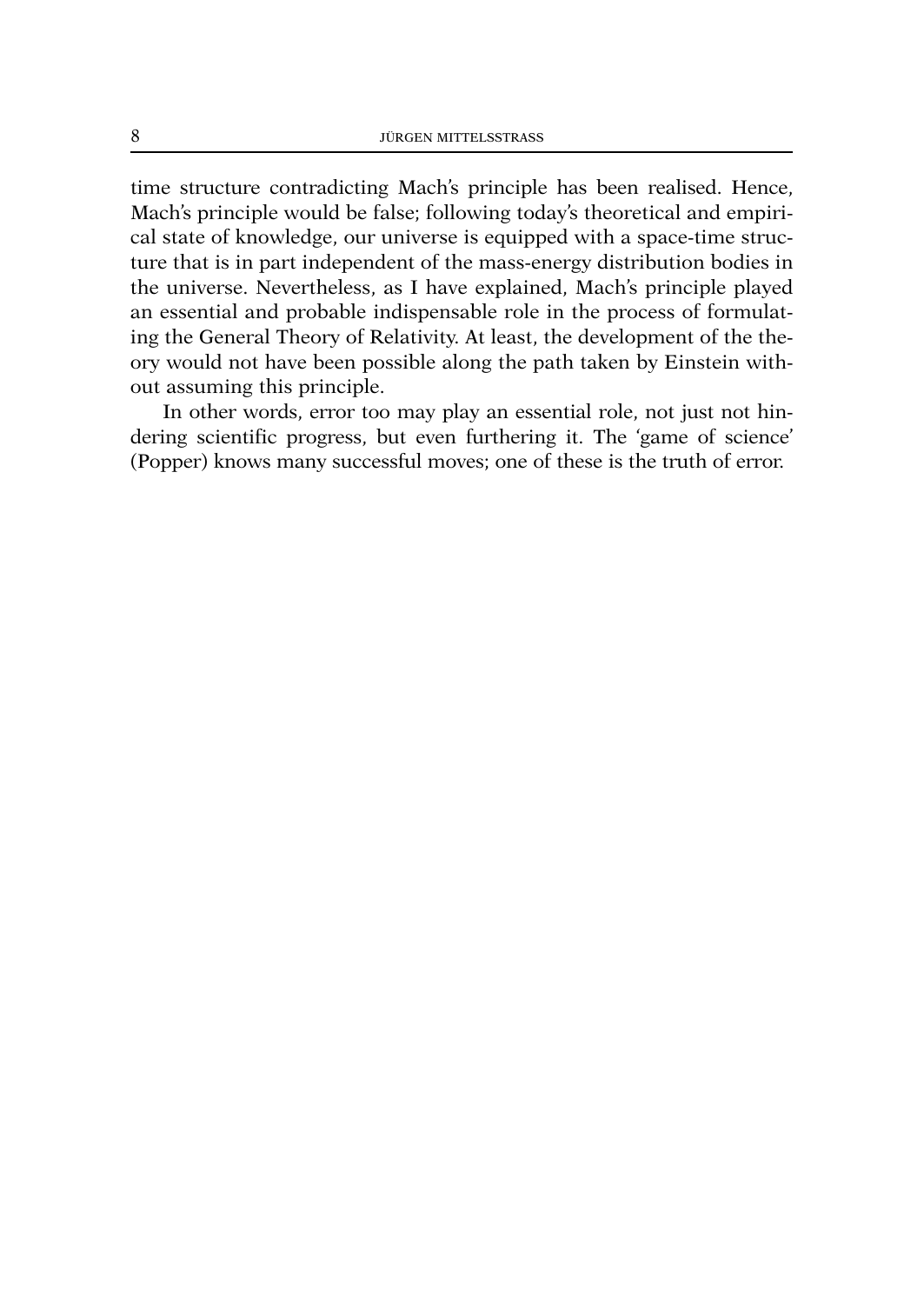time structure contradicting Mach's principle has been realised. Hence, Mach's principle would be false; following today's theoretical and empirical state of knowledge, our universe is equipped with a space-time structure that is in part independent of the mass-energy distribution bodies in the universe. Nevertheless, as I have explained, Mach's principle played an essential and probable indispensable role in the process of formulating the General Theory of Relativity. At least, the development of the theory would not have been possible along the path taken by Einstein without assuming this principle.

In other words, error too may play an essential role, not just not hindering scientific progress, but even furthering it. The 'game of science' (Popper) knows many successful moves; one of these is the truth of error.